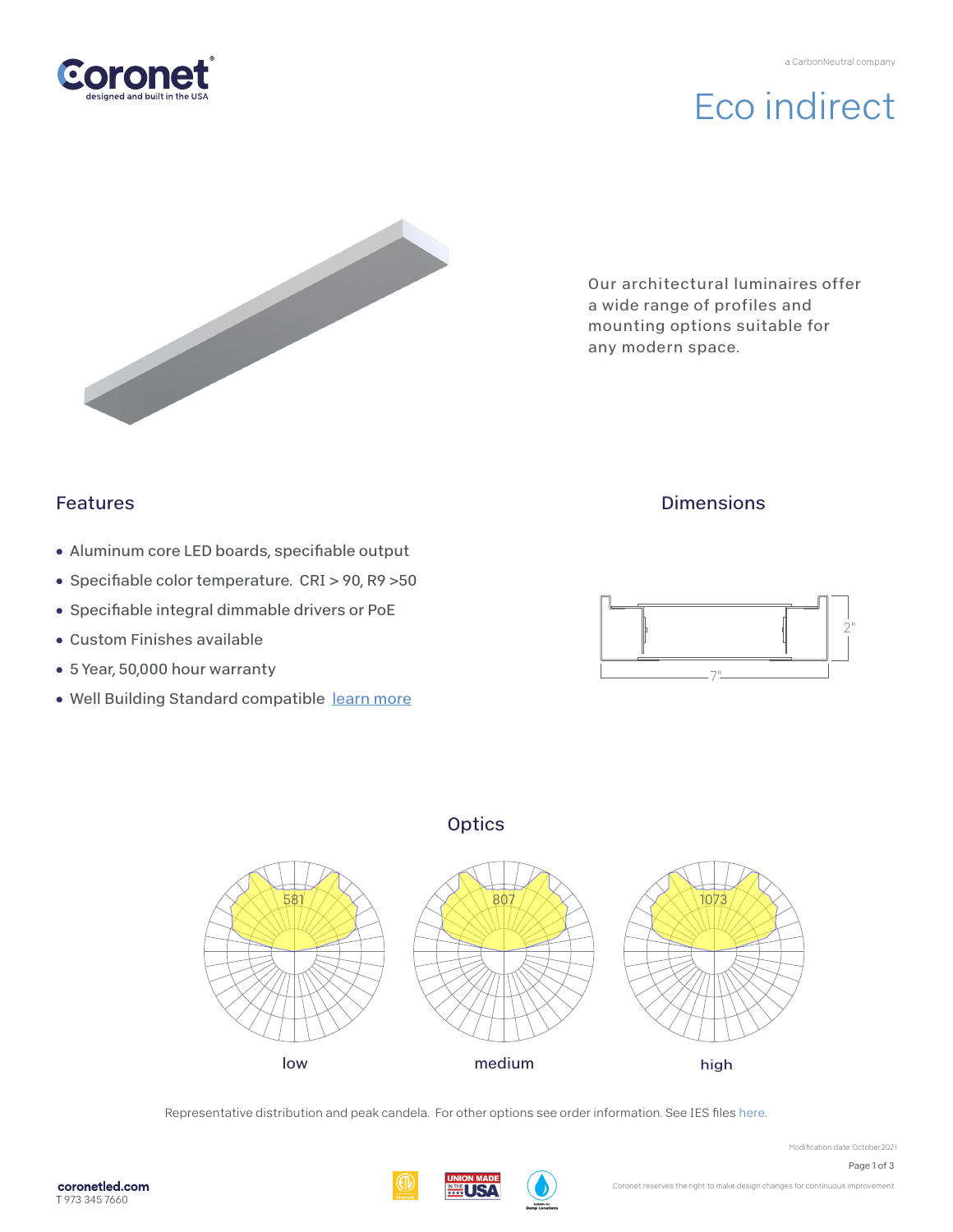Coronet

designed and built in the USA

a CarbonNeutral company

# Eco indirect

Our architectural luminaires offer a wide range of profiles and mounting options suitable for any modern space.

## Features

- Aluminum core LED boards, specifiable output
- Specifiable color temperature. CRI > 90, R9 >50
- Specifiable integral dimmable drivers or PoE
- Custom Finishes available
- 5 Year, 50,000 hour warranty
- Well Building Standard compatible learn more

## Dimensions

2"

7"

## Optics

581

low

807

medium

1073

high

Representative distribution and peak candela. For other options see order information. See IES files here.

Modification date: October,2021

coronetled.com

T 973 345 7660

Coronet reserves the right to make design changes for continuous improvement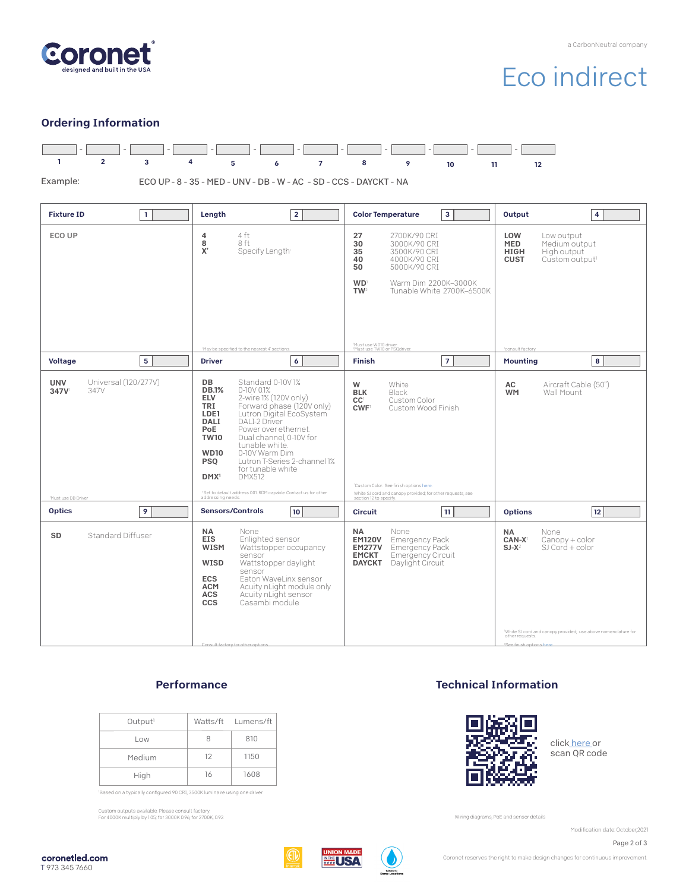# Eco indirect

a CarbonNeutral company

## Ordering Information

| 1 | 2 | 3 | 4 | 5 | 6 | 7 | 8 | 9 | 10 | 11 | 12 |
|---|---|---|---|---|---|---|---|---|---|---|---|
| | | | | | | | | | | | |

Example: ECO UP - 8 - 35 - MED - UNV - DB - W - AC - SD - CCS - DAYCKT - NA

### Fixture ID (1)

**ECO UP**

### Length (2)

| Code | Description |
|---|---|
| **4** | 4 ft |
| **8** | 8 ft |
| **X'** | Specify Length[1] |

[1]May be specified to the nearest 4' sections

### Color Temperature (3)

| Code | Description |
|---|---|
| **27** | 2700K/90 CRI |
| **30** | 3000K/90 CRI |
| **35** | 3500K/90 CRI |
| **40** | 4000K/90 CRI |
| **50** | 5000K/90 CRI |
| **WD**[1] | Warm Dim 2200K–3000K |
| **TW**[2] | Tunable White 2700K–6500K |

[1]Must use WD10 driver
[2]Must use TW10 or PSQdriver

### Output (4)

| Code | Description |
|---|---|
| **LOW** | Low output |
| **MED** | Medium output |
| **HIGH** | High output |
| **CUST** | Custom output[1] |

[1]consult factory

### Voltage (5)

| Code | Description |
|---|---|
| **UNV** | Universal (120/277V) |
| **347V**[1] | 347V |

[1]Must use DB Driver

### Driver (6)

| Code | Description |
|---|---|
| **DB** | Standard 0-10V 1% |
| **DB.1%** | 0-10V 0.1% |
| **ELV** | 2-wire 1% (120V only) |
| **TRI** | Forward phase (120V only) |
| **LDE1** | Lutron Digital EcoSystem |
| **DALI** | DALI-2 Driver |
| **PoE** | Power over ethernet |
| **TW10** | Dual channel, 0-10V for tunable white |
| **WD10** | 0-10V Warm Dim |
| **PSQ** | Lutron T-Series 2-channel 1% for tunable white |
| **DMX**[1] | DMX512 |

[1]Set to default address 001. RDM capable. Contact us for other addressing needs.

### Finish (7)

| Code | Description |
|---|---|
| **W** | White |
| **BLK** | Black |
| **CC**[1] | Custom Color |
| **CWF**[1] | Custom Wood Finish |

[1]Custom Color. See finish options here.
White SJ cord and canopy provided, for other requests, see section 12 to specify

### Mounting (8)

| Code | Description |
|---|---|
| **AC** | Aircraft Cable (50") |
| **WM** | Wall Mount |

### Optics (9)

| Code | Description |
|---|---|
| **SD** | Standard Diffuser |

### Sensors/Controls (10)

| Code | Description |
|---|---|
| **NA** | None |
| **EIS** | Enlighted sensor |
| **WISM** | Wattstopper occupancy sensor |
| **WISD** | Wattstopper daylight sensor |
| **ECS** | Eaton WaveLinx sensor |
| **ACM** | Acuity nLight module only |
| **ACS** | Acuity nLight sensor |
| **CCS** | Casambi module |

Consult factory for other options

### Circuit (11)

| Code | Description |
|---|---|
| **NA** | None |
| **EM120V** | Emergency Pack |
| **EM277V** | Emergency Pack |
| **EMCKT** | Emergency Circuit |
| **DAYCKT** | Daylight Circuit |

### Options (12)

| Code | Description |
|---|---|
| **NA** | None |
| **CAN-X**[1] | Canopy + color |
| **SJ-X**[2] | SJ Cord + color |

[1]White SJ cord and canopy provided, use above nomenclature for other requests
[2]See finish options here

## Performance

| Output[1] | Watts/ft | Lumens/ft |
|---|---|---|
| Low | 8 | 810 |
| Medium | 12 | 1150 |
| High | 16 | 1608 |

[1]Based on a typically configured 90 CRI, 3500K luminaire using one driver

Custom outputs available. Please consult factory.
For 4000K multiply by 1.05; for 3000K 0.96, for 2700K, 0.92

## Technical Information

click here or scan QR code

Wiring diagrams, PoE and sensor details

Modification date: October,2021

coronetled.com
T 973 345 7660

Coronet reserves the right to make design changes for continuous improvement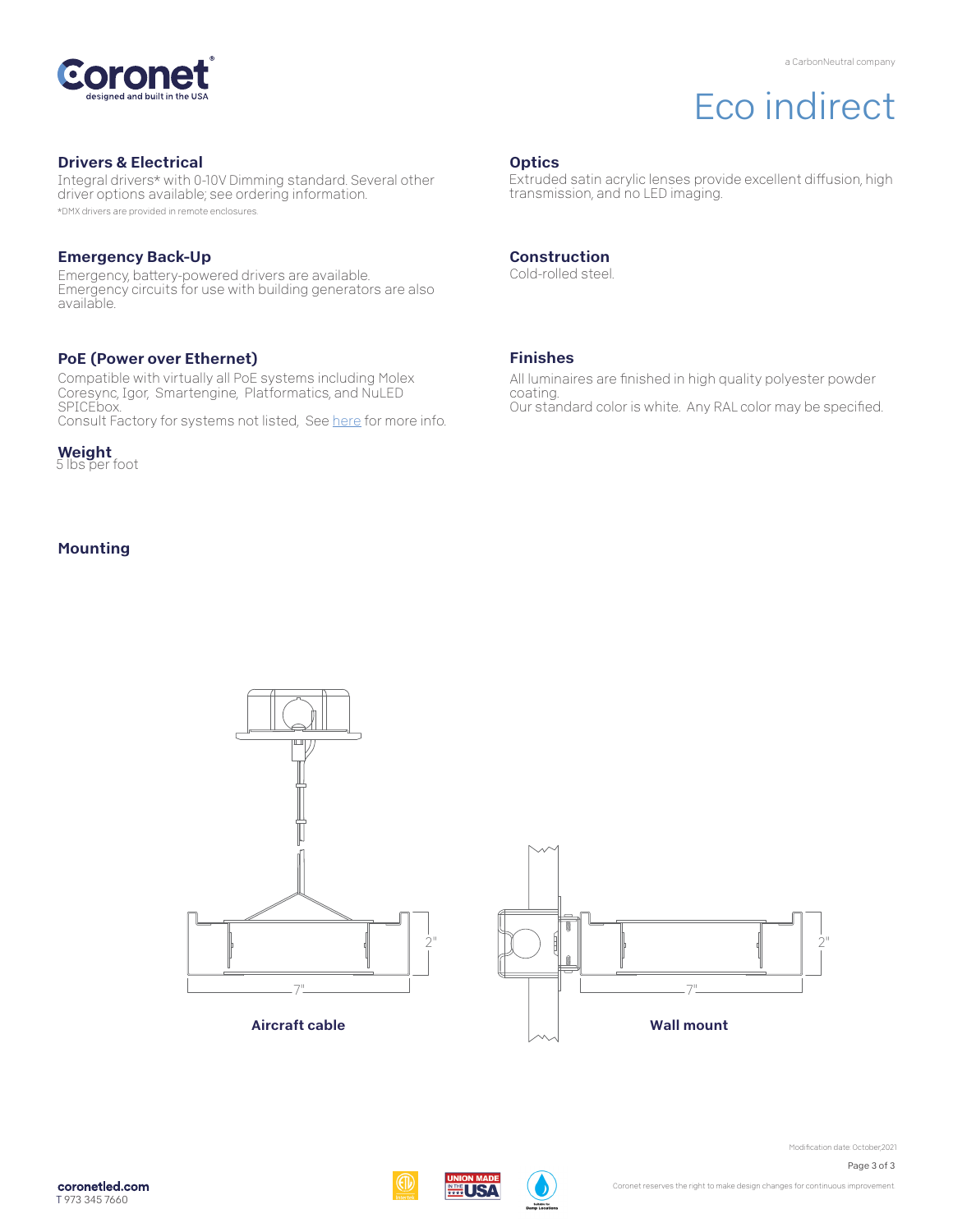# Eco indirect

## Drivers & Electrical

Integral drivers* with 0-10V Dimming standard. Several other driver options available; see ordering information.

*DMX drivers are provided in remote enclosures.

## Emergency Back-Up

Emergency, battery-powered drivers are available. Emergency circuits for use with building generators are also available.

## PoE (Power over Ethernet)

Compatible with virtually all PoE systems including Molex Coresync, Igor, Smartengine, Platformatics, and NuLED SPICEbox.
Consult Factory for systems not listed, See here for more info.

## Weight

5 lbs per foot

## Optics

Extruded satin acrylic lenses provide excellent diffusion, high transmission, and no LED imaging.

## Construction

Cold-rolled steel.

## Finishes

All luminaires are finished in high quality polyester powder coating.
Our standard color is white. Any RAL color may be specified.

## Mounting

2"
7"

**Aircraft cable**

2"
7"

**Wall mount**

Modification date: October,2021

Coronet reserves the right to make design changes for continuous improvement.

**coronetled.com**
T 973 345 7660